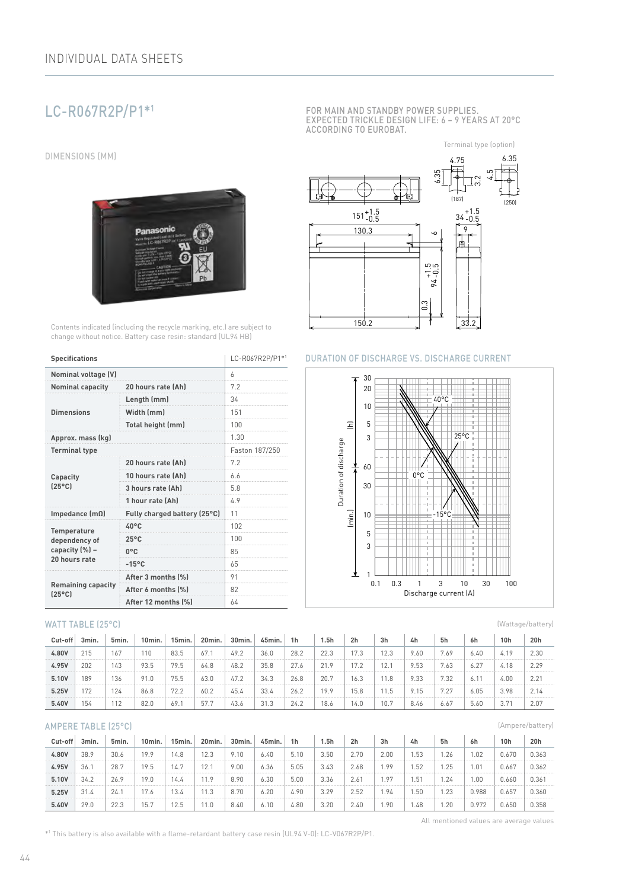# INDIVIDUAL DATA SHEETS

## LC-R067R2P/P1*[1]

FOR MAIN AND STANDBY POWER SUPPLIES.
EXPECTED TRICKLE DESIGN LIFE: 6 – 9 YEARS AT 20°C ACCORDING TO EUROBAT.

### DIMENSIONS (MM)

Contents indicated (including the recycle marking, etc.) are subject to change without notice. Battery case resin: standard (UL94 HB)

| Specifications | | LC-R067R2P/P1*[1] |
|---|---|---|
| Nominal voltage (V) | | 6 |
| Nominal capacity | 20 hours rate (Ah) | 7.2 |
| Dimensions | Length (mm) | 34 |
| | Width (mm) | 151 |
| | Total height (mm) | 100 |
| Approx. mass (kg) | | 1.30 |
| Terminal type | | Faston 187/250 |
| Capacity (25°C) | 20 hours rate (Ah) | 7.2 |
| | 10 hours rate (Ah) | 6.6 |
| | 3 hours rate (Ah) | 5.8 |
| | 1 hour rate (Ah) | 4.9 |
| Impedance (mΩ) | Fully charged battery (25°C) | 11 |
| Temperature dependency of capacity (%) – 20 hours rate | 40°C | 102 |
| | 25°C | 100 |
| | 0°C | 85 |
| | -15°C | 65 |
| Remaining capacity (25°C) | After 3 months (%) | 91 |
| | After 6 months (%) | 82 |
| | After 12 months (%) | 64 |

### DURATION OF DISCHARGE VS. DISCHARGE CURRENT

### WATT TABLE (25°C)

(Wattage/battery)

| Cut-off | 3min. | 5min. | 10min. | 15min. | 20min. | 30min. | 45min. | 1h | 1.5h | 2h | 3h | 4h | 5h | 6h | 10h | 20h |
|---|---|---|---|---|---|---|---|---|---|---|---|---|---|---|---|---|
| 4.80V | 215 | 167 | 110 | 83.5 | 67.1 | 49.2 | 36.0 | 28.2 | 22.3 | 17.3 | 12.3 | 9.60 | 7.69 | 6.40 | 4.19 | 2.30 |
| 4.95V | 202 | 143 | 93.5 | 79.5 | 64.8 | 48.2 | 35.8 | 27.6 | 21.9 | 17.2 | 12.1 | 9.53 | 7.63 | 6.27 | 4.18 | 2.29 |
| 5.10V | 189 | 136 | 91.0 | 75.5 | 63.0 | 47.2 | 34.3 | 26.8 | 20.7 | 16.3 | 11.8 | 9.33 | 7.32 | 6.11 | 4.00 | 2.21 |
| 5.25V | 172 | 124 | 86.8 | 72.2 | 60.2 | 45.4 | 33.4 | 26.2 | 19.9 | 15.8 | 11.5 | 9.15 | 7.27 | 6.05 | 3.98 | 2.14 |
| 5.40V | 154 | 112 | 82.0 | 69.1 | 57.7 | 43.6 | 31.3 | 24.2 | 18.6 | 14.0 | 10.7 | 8.46 | 6.67 | 5.60 | 3.71 | 2.07 |

### AMPERE TABLE (25°C)

(Ampere/battery)

| Cut-off | 3min. | 5min. | 10min. | 15min. | 20min. | 30min. | 45min. | 1h | 1.5h | 2h | 3h | 4h | 5h | 6h | 10h | 20h |
|---|---|---|---|---|---|---|---|---|---|---|---|---|---|---|---|---|
| 4.80V | 38.9 | 30.6 | 19.9 | 14.8 | 12.3 | 9.10 | 6.40 | 5.10 | 3.50 | 2.70 | 2.00 | 1.53 | 1.26 | 1.02 | 0.670 | 0.363 |
| 4.95V | 36.1 | 28.7 | 19.5 | 14.7 | 12.1 | 9.00 | 6.36 | 5.05 | 3.43 | 2.68 | 1.99 | 1.52 | 1.25 | 1.01 | 0.667 | 0.362 |
| 5.10V | 34.2 | 26.9 | 19.0 | 14.4 | 11.9 | 8.90 | 6.30 | 5.00 | 3.36 | 2.61 | 1.97 | 1.51 | 1.24 | 1.00 | 0.660 | 0.361 |
| 5.25V | 31.4 | 24.1 | 17.6 | 13.4 | 11.3 | 8.70 | 6.20 | 4.90 | 3.29 | 2.52 | 1.94 | 1.50 | 1.23 | 0.988 | 0.657 | 0.360 |
| 5.40V | 29.0 | 22.3 | 15.7 | 12.5 | 11.0 | 8.40 | 6.10 | 4.80 | 3.20 | 2.40 | 1.90 | 1.48 | 1.20 | 0.972 | 0.650 | 0.358 |

All mentioned values are average values

*[1] This battery is also available with a flame-retardant battery case resin (UL94 V-0): LC-V067R2P/P1.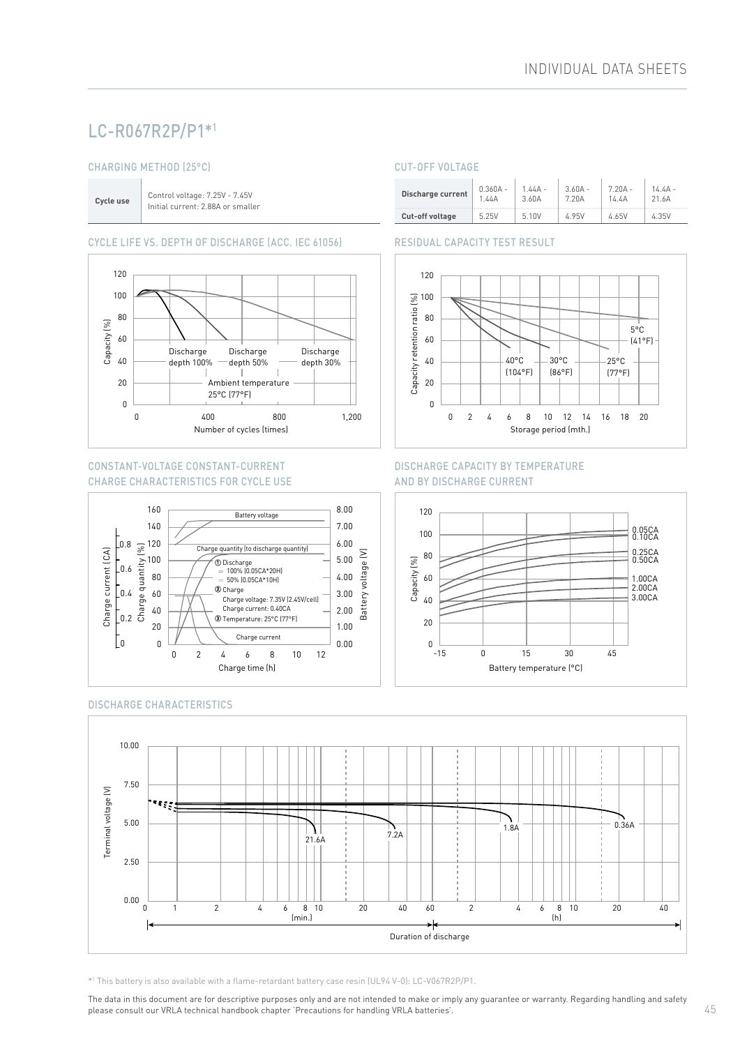# LC-R067R2P/P1*[1]

## CHARGING METHOD (25°C)

| | |
|---|---|
| **Cycle use** | Control voltage: 7.25V - 7.45V<br>Initial current: 2.88A or smaller |

## CUT-OFF VOLTAGE

| **Discharge current** | 0.360A - 1.44A | 1.44A - 3.60A | 3.60A - 7.20A | 7.20A - 14.4A | 14.4A - 21.6A |
|---|---|---|---|---|---|
| **Cut-off voltage** | 5.25V | 5.10V | 4.95V | 4.65V | 4.35V |

## CYCLE LIFE VS. DEPTH OF DISCHARGE (ACC. IEC 61056)

Capacity (%)
120
100
80
60
40
20
0
Discharge depth 100%
Discharge depth 50%
Discharge depth 30%
Ambient temperature 25°C (77°F)
0
400
800
1,200
Number of cycles (times)

## RESIDUAL CAPACITY TEST RESULT

Capacity retention ratio (%)
120
100
80
60
40
20
0
5°C (41°F)
40°C (104°F)
30°C (86°F)
25°C (77°F)
0 2 4 6 8 10 12 14 16 18 20
Storage period (mth.)

## CONSTANT-VOLTAGE CONSTANT-CURRENT CHARGE CHARACTERISTICS FOR CYCLE USE

Charge current (CA)
0.8
0.6
0.4
0.2
0
Charge quantity (%)
160
140
120
100
80
60
40
20
0
Battery voltage (V)
8.00
7.00
6.00
5.00
4.00
3.00
2.00
1.00
0.00
Battery voltage
Charge quantity (to discharge quantity)
① Discharge
— 100% (0.05CA*20H)
— 50% (0.05CA*10H)
② Charge
Charge voltage: 7.35V (2.45V/cell)
Charge current: 0.40CA
③ Temperature: 25°C (77°F)
Charge current
0 2 4 6 8 10 12
Charge time (h)

## DISCHARGE CAPACITY BY TEMPERATURE AND BY DISCHARGE CURRENT

Capacity (%)
120
100
80
60
40
20
0
0.05CA
0.10CA
0.25CA
0.50CA
1.00CA
2.00CA
3.00CA
-15 0 15 30 45
Battery temperature (°C)

## DISCHARGE CHARACTERISTICS

Terminal voltage (V)
10.00
7.50
5.00
2.50
0.00
21.6A
7.2A
1.8A
0.36A
0 1 2 4 6 8 10 20 40 60 2 4 6 8 10 20 40
(min.)
(h)
Duration of discharge

*[1] This battery is also available with a flame-retardant battery case resin (UL94 V-0): LC-V067R2P/P1.

The data in this document are for descriptive purposes only and are not intended to make or imply any guarantee or warranty. Regarding handling and safety please consult our VRLA technical handbook chapter 'Precautions for handling VRLA batteries'.